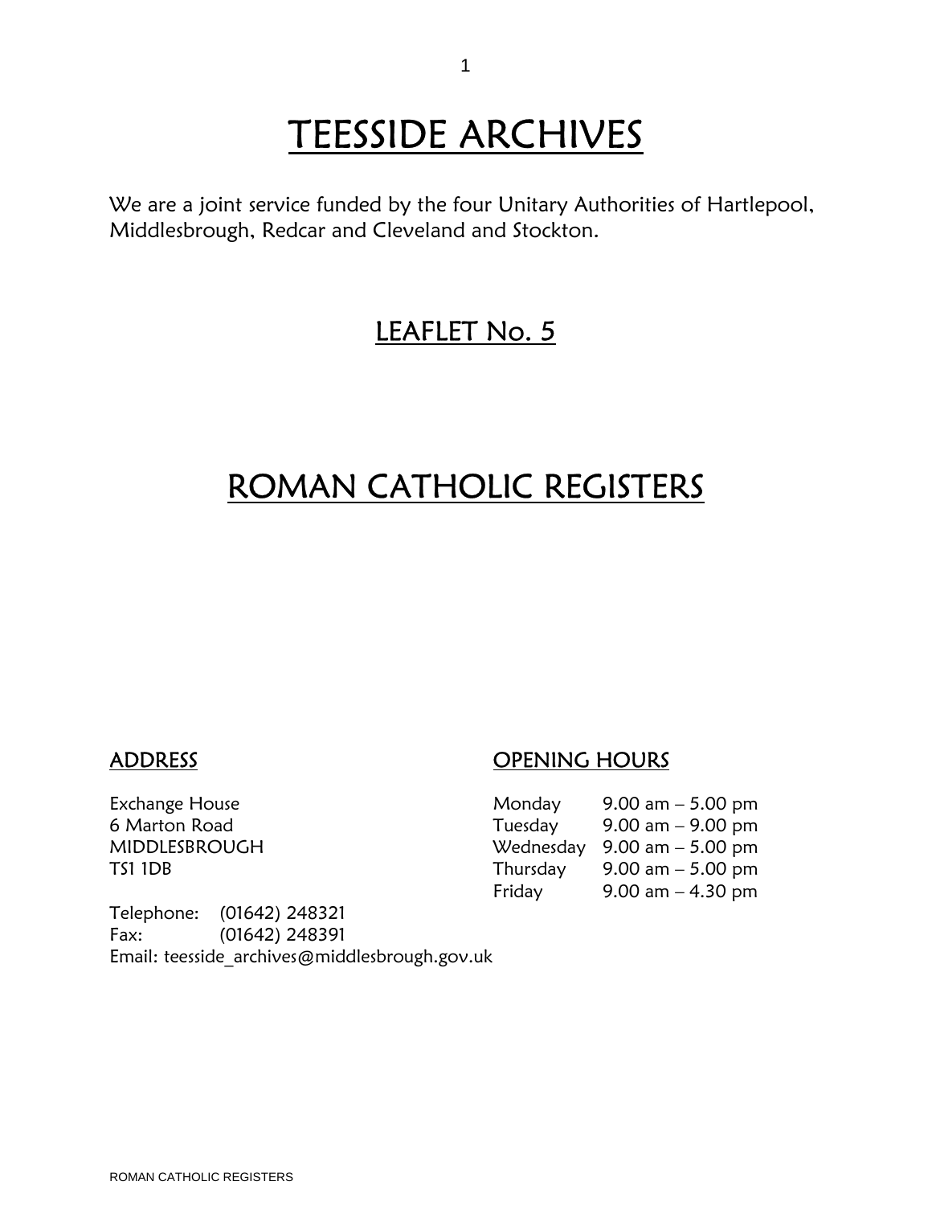# TEESSIDE ARCHIVES

We are a joint service funded by the four Unitary Authorities of Hartlepool, Middlesbrough, Redcar and Cleveland and Stockton.

## LEAFLET No. 5

# ROMAN CATHOLIC REGISTERS

### ADDRESS

Exchange House
6 Marton Road
MIDDLESBROUGH
TS1 1DB

Telephone: (01642) 248321
Fax: (01642) 248391
Email: teesside_archives@middlesbrough.gov.uk

### OPENING HOURS

| | |
|---|---|
| Monday | 9.00 am – 5.00 pm |
| Tuesday | 9.00 am – 9.00 pm |
| Wednesday | 9.00 am – 5.00 pm |
| Thursday | 9.00 am – 5.00 pm |
| Friday | 9.00 am – 4.30 pm |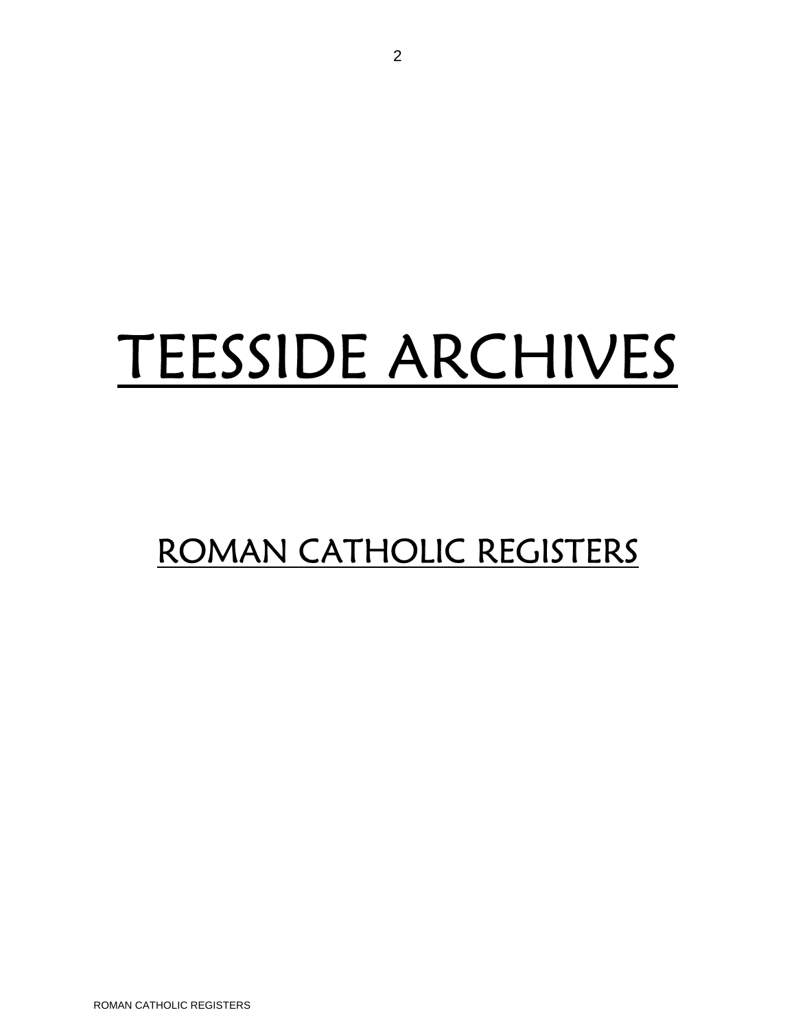# TEESSIDE ARCHIVES

## ROMAN CATHOLIC REGISTERS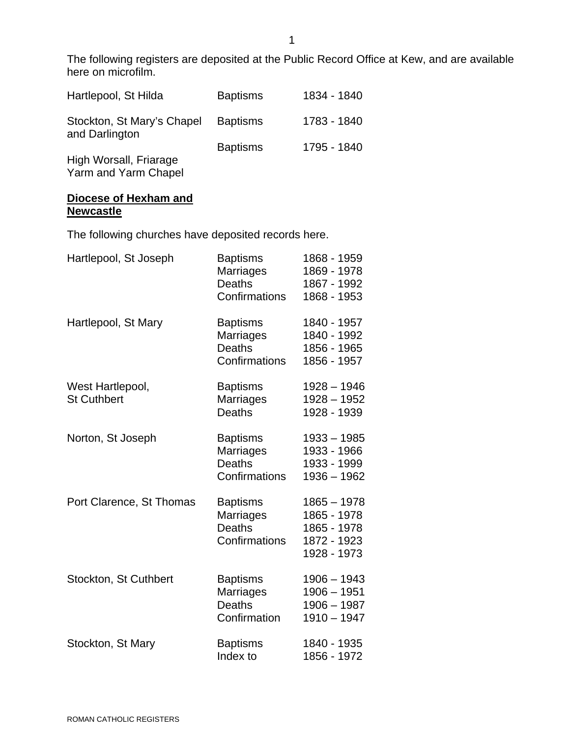The following registers are deposited at the Public Record Office at Kew, and are available here on microfilm.

| | | |
|---|---|---|
| Hartlepool, St Hilda | Baptisms | 1834 - 1840 |
| Stockton, St Mary's Chapel and Darlington | Baptisms | 1783 - 1840 |
| High Worsall, Friarage Yarm and Yarm Chapel | Baptisms | 1795 - 1840 |

**Diocese of Hexham and Newcastle**

The following churches have deposited records here.

| | | |
|---|---|---|
| Hartlepool, St Joseph | Baptisms | 1868 - 1959 |
| | Marriages | 1869 - 1978 |
| | Deaths | 1867 - 1992 |
| | Confirmations | 1868 - 1953 |
| Hartlepool, St Mary | Baptisms | 1840 - 1957 |
| | Marriages | 1840 - 1992 |
| | Deaths | 1856 - 1965 |
| | Confirmations | 1856 - 1957 |
| West Hartlepool, St Cuthbert | Baptisms | 1928 – 1946 |
| | Marriages | 1928 – 1952 |
| | Deaths | 1928 - 1939 |
| Norton, St Joseph | Baptisms | 1933 – 1985 |
| | Marriages | 1933 - 1966 |
| | Deaths | 1933 - 1999 |
| | Confirmations | 1936 – 1962 |
| Port Clarence, St Thomas | Baptisms | 1865 – 1978 |
| | Marriages | 1865 - 1978 |
| | Deaths | 1865 - 1978 |
| | Confirmations | 1872 - 1923 |
| | | 1928 - 1973 |
| Stockton, St Cuthbert | Baptisms | 1906 – 1943 |
| | Marriages | 1906 – 1951 |
| | Deaths | 1906 – 1987 |
| | Confirmation | 1910 – 1947 |
| Stockton, St Mary | Baptisms | 1840 - 1935 |
| | Index to | 1856 - 1972 |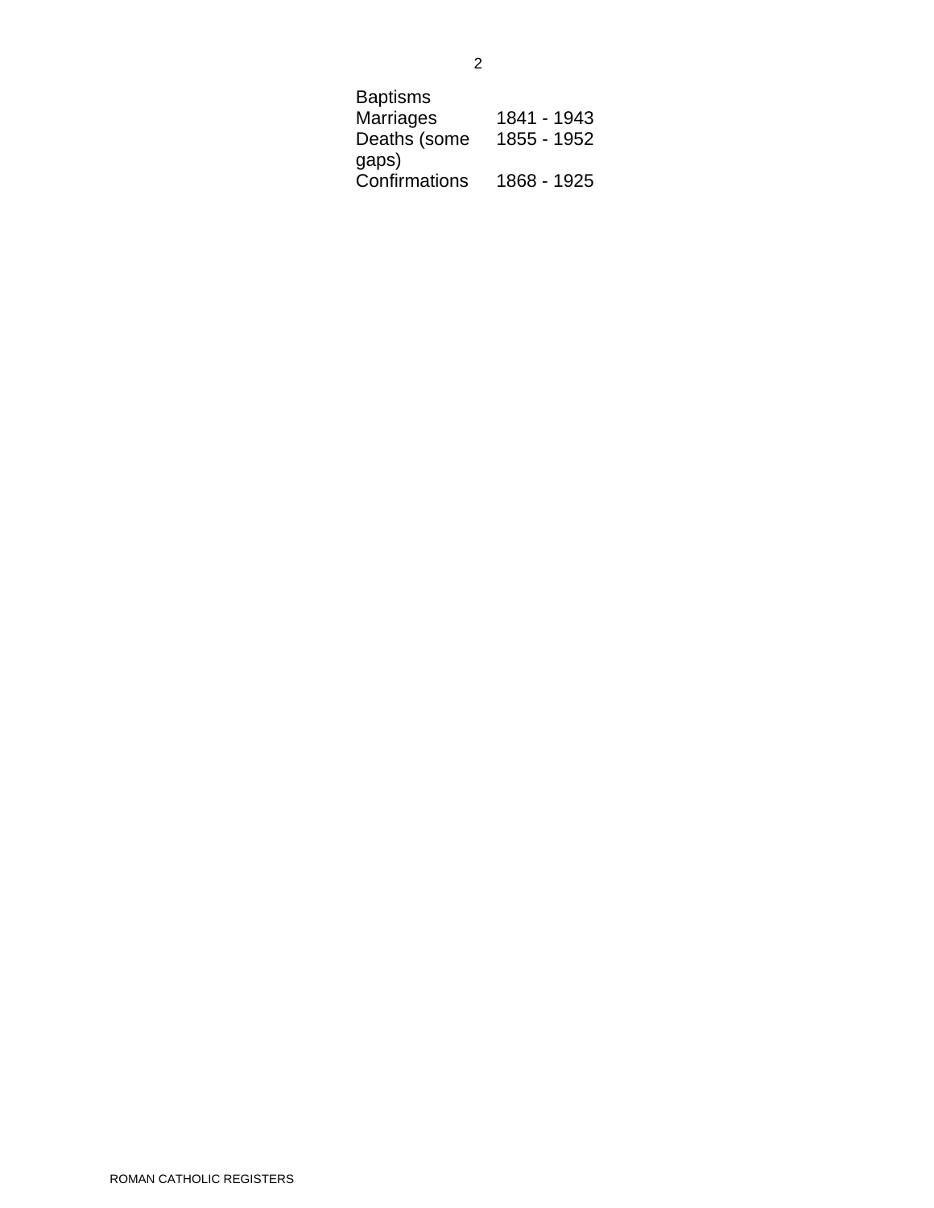| | |
|---|---|
| Baptisms | |
| Marriages | 1841 - 1943 |
| Deaths (some gaps) | 1855 - 1952 |
| Confirmations | 1868 - 1925 |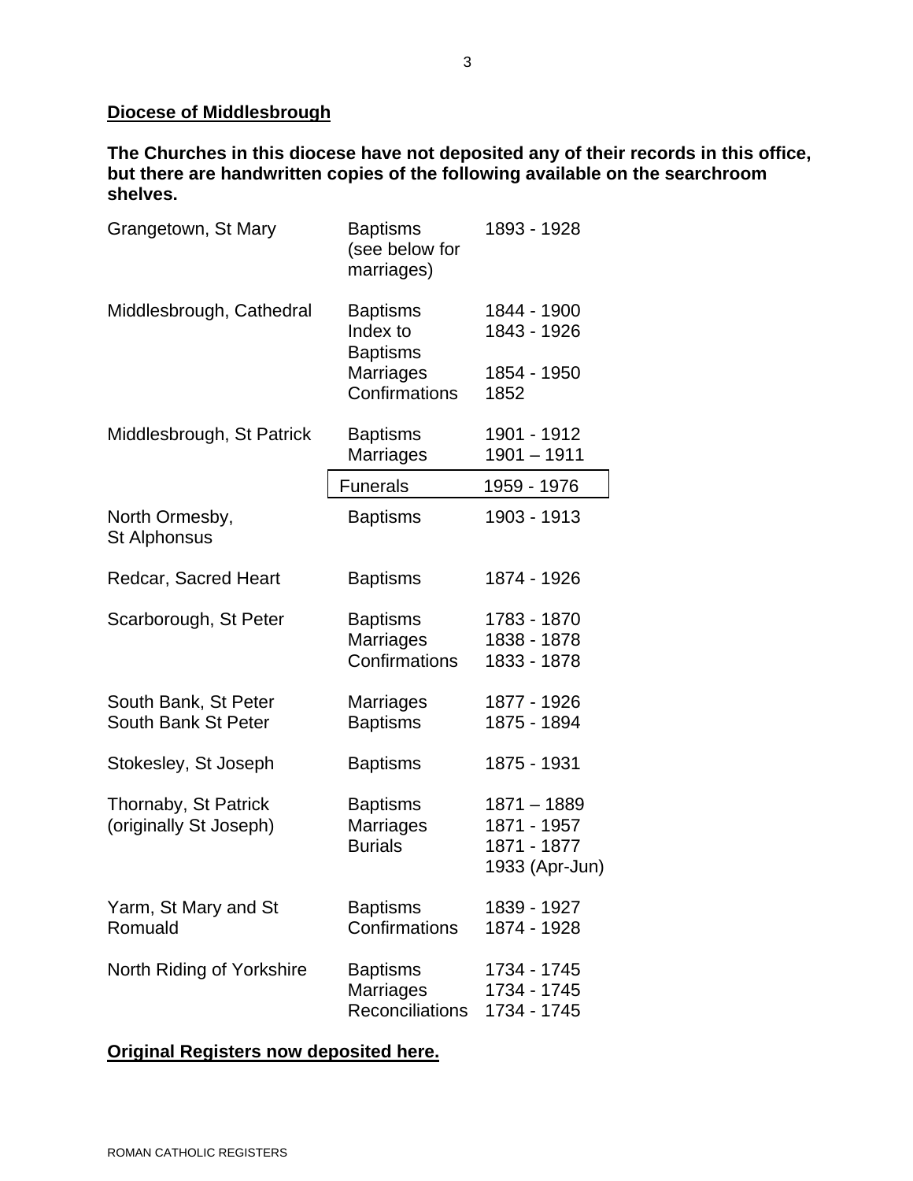## Diocese of Middlesbrough

**The Churches in this diocese have not deposited any of their records in this office, but there are handwritten copies of the following available on the searchroom shelves.**

| | | |
|---|---|---|
| Grangetown, St Mary | Baptisms (see below for marriages) | 1893 - 1928 |
| Middlesbrough, Cathedral | Baptisms | 1844 - 1900 |
| | Index to Baptisms | 1843 - 1926 |
| | Marriages | 1854 - 1950 |
| | Confirmations | 1852 |
| Middlesbrough, St Patrick | Baptisms | 1901 - 1912 |
| | Marriages | 1901 – 1911 |
| | Funerals | 1959 - 1976 |
| North Ormesby, St Alphonsus | Baptisms | 1903 - 1913 |
| Redcar, Sacred Heart | Baptisms | 1874 - 1926 |
| Scarborough, St Peter | Baptisms | 1783 - 1870 |
| | Marriages | 1838 - 1878 |
| | Confirmations | 1833 - 1878 |
| South Bank, St Peter | Marriages | 1877 - 1926 |
| South Bank St Peter | Baptisms | 1875 - 1894 |
| Stokesley, St Joseph | Baptisms | 1875 - 1931 |
| Thornaby, St Patrick (originally St Joseph) | Baptisms | 1871 – 1889 |
| | Marriages | 1871 - 1957 |
| | Burials | 1871 - 1877 |
| | | 1933 (Apr-Jun) |
| Yarm, St Mary and St Romuald | Baptisms | 1839 - 1927 |
| | Confirmations | 1874 - 1928 |
| North Riding of Yorkshire | Baptisms | 1734 - 1745 |
| | Marriages | 1734 - 1745 |
| | Reconciliations | 1734 - 1745 |

**Original Registers now deposited here.**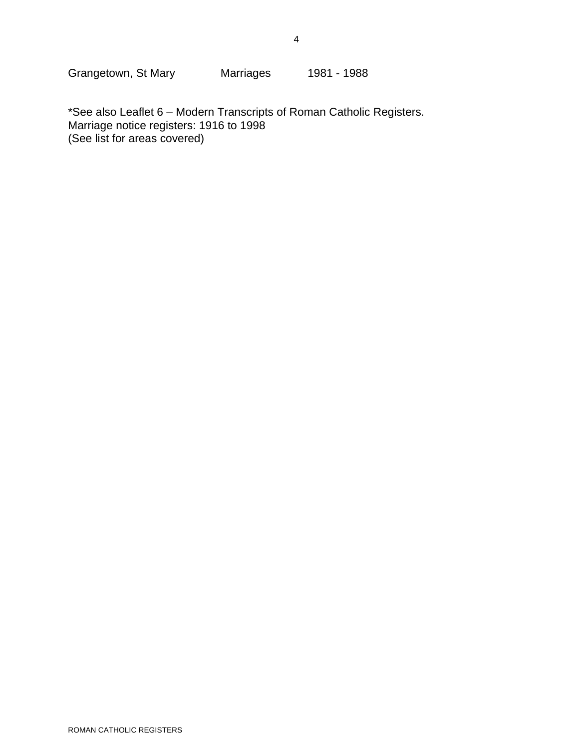| | | |
|---|---|---|
| Grangetown, St Mary | Marriages | 1981 - 1988 |

*See also Leaflet 6 – Modern Transcripts of Roman Catholic Registers.
Marriage notice registers: 1916 to 1998
(See list for areas covered)